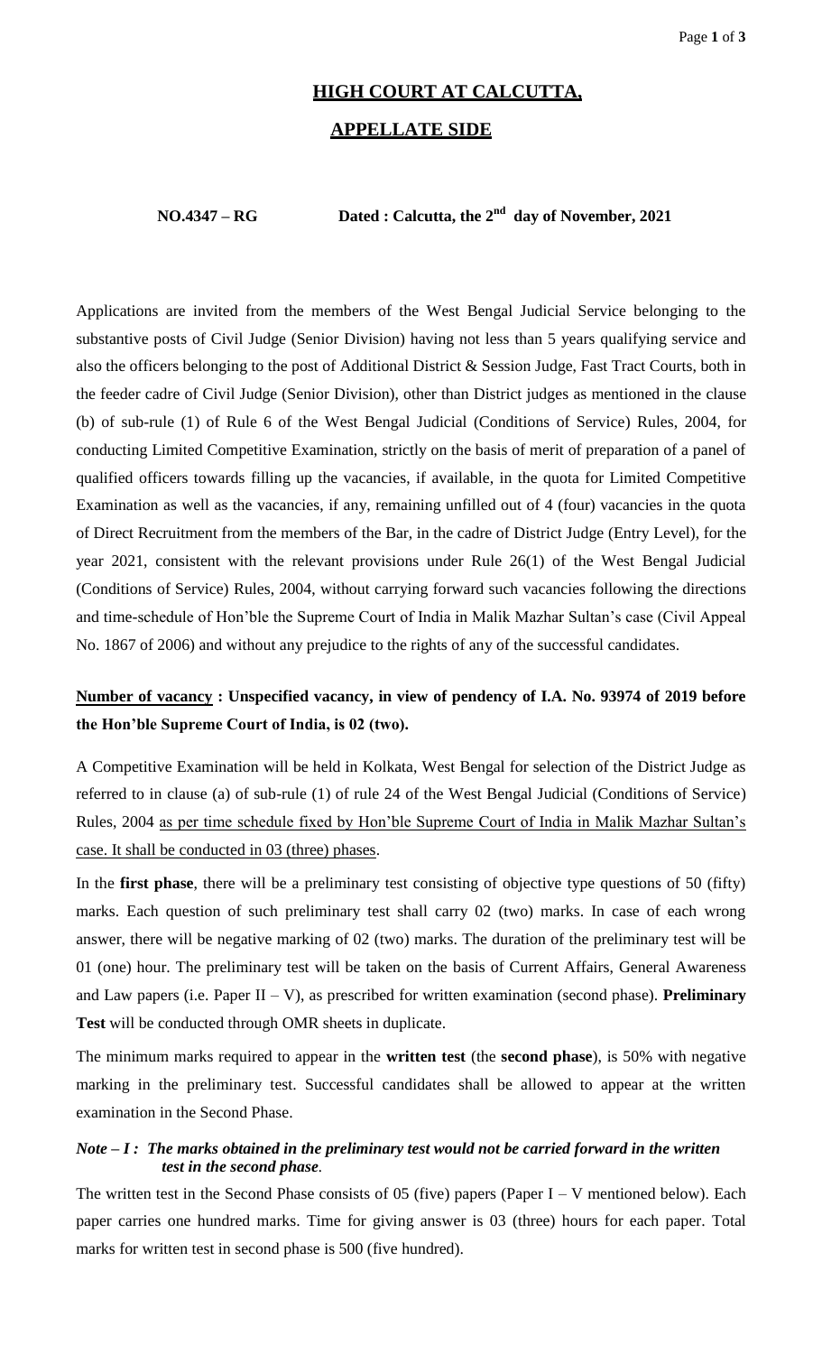# HIGH COURT AT CALCUTTA,

## APPELLATE SIDE

**NO.4347 – RG** **Dated : Calcutta, the 2nd day of November, 2021**

Applications are invited from the members of the West Bengal Judicial Service belonging to the substantive posts of Civil Judge (Senior Division) having not less than 5 years qualifying service and also the officers belonging to the post of Additional District & Session Judge, Fast Tract Courts, both in the feeder cadre of Civil Judge (Senior Division), other than District judges as mentioned in the clause (b) of sub-rule (1) of Rule 6 of the West Bengal Judicial (Conditions of Service) Rules, 2004, for conducting Limited Competitive Examination, strictly on the basis of merit of preparation of a panel of qualified officers towards filling up the vacancies, if available, in the quota for Limited Competitive Examination as well as the vacancies, if any, remaining unfilled out of 4 (four) vacancies in the quota of Direct Recruitment from the members of the Bar, in the cadre of District Judge (Entry Level), for the year 2021, consistent with the relevant provisions under Rule 26(1) of the West Bengal Judicial (Conditions of Service) Rules, 2004, without carrying forward such vacancies following the directions and time-schedule of Hon'ble the Supreme Court of India in Malik Mazhar Sultan's case (Civil Appeal No. 1867 of 2006) and without any prejudice to the rights of any of the successful candidates.

**Number of vacancy : Unspecified vacancy, in view of pendency of I.A. No. 93974 of 2019 before the Hon'ble Supreme Court of India, is 02 (two).**

A Competitive Examination will be held in Kolkata, West Bengal for selection of the District Judge as referred to in clause (a) of sub-rule (1) of rule 24 of the West Bengal Judicial (Conditions of Service) Rules, 2004 as per time schedule fixed by Hon'ble Supreme Court of India in Malik Mazhar Sultan's case. It shall be conducted in 03 (three) phases.

In the **first phase**, there will be a preliminary test consisting of objective type questions of 50 (fifty) marks. Each question of such preliminary test shall carry 02 (two) marks. In case of each wrong answer, there will be negative marking of 02 (two) marks. The duration of the preliminary test will be 01 (one) hour. The preliminary test will be taken on the basis of Current Affairs, General Awareness and Law papers (i.e. Paper II – V), as prescribed for written examination (second phase). **Preliminary Test** will be conducted through OMR sheets in duplicate.

The minimum marks required to appear in the **written test** (the **second phase**), is 50% with negative marking in the preliminary test. Successful candidates shall be allowed to appear at the written examination in the Second Phase.

***Note – I : The marks obtained in the preliminary test would not be carried forward in the written test in the second phase.***

The written test in the Second Phase consists of 05 (five) papers (Paper I – V mentioned below). Each paper carries one hundred marks. Time for giving answer is 03 (three) hours for each paper. Total marks for written test in second phase is 500 (five hundred).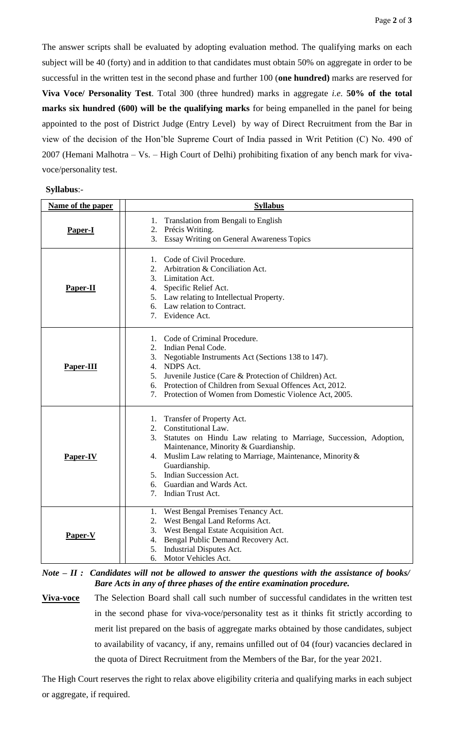The answer scripts shall be evaluated by adopting evaluation method. The qualifying marks on each subject will be 40 (forty) and in addition to that candidates must obtain 50% on aggregate in order to be successful in the written test in the second phase and further 100 (**one hundred)** marks are reserved for **Viva Voce/ Personality Test**. Total 300 (three hundred) marks in aggregate *i.e.* **50% of the total marks six hundred (600) will be the qualifying marks** for being empanelled in the panel for being appointed to the post of District Judge (Entry Level) by way of Direct Recruitment from the Bar in view of the decision of the Hon'ble Supreme Court of India passed in Writ Petition (C) No. 490 of 2007 (Hemani Malhotra – Vs. – High Court of Delhi) prohibiting fixation of any bench mark for viva-voce/personality test.

**Syllabus**:-

| Name of the paper | Syllabus |
|---|---|
| **Paper-I** | 1. Translation from Bengali to English<br>2. Précis Writing.<br>3. Essay Writing on General Awareness Topics |
| **Paper-II** | 1. Code of Civil Procedure.<br>2. Arbitration & Conciliation Act.<br>3. Limitation Act.<br>4. Specific Relief Act.<br>5. Law relating to Intellectual Property.<br>6. Law relation to Contract.<br>7. Evidence Act. |
| **Paper-III** | 1. Code of Criminal Procedure.<br>2. Indian Penal Code.<br>3. Negotiable Instruments Act (Sections 138 to 147).<br>4. NDPS Act.<br>5. Juvenile Justice (Care & Protection of Children) Act.<br>6. Protection of Children from Sexual Offences Act, 2012.<br>7. Protection of Women from Domestic Violence Act, 2005. |
| **Paper-IV** | 1. Transfer of Property Act.<br>2. Constitutional Law.<br>3. Statutes on Hindu Law relating to Marriage, Succession, Adoption, Maintenance, Minority & Guardianship.<br>4. Muslim Law relating to Marriage, Maintenance, Minority & Guardianship.<br>5. Indian Succession Act.<br>6. Guardian and Wards Act.<br>7. Indian Trust Act. |
| **Paper-V** | 1. West Bengal Premises Tenancy Act.<br>2. West Bengal Land Reforms Act.<br>3. West Bengal Estate Acquisition Act.<br>4. Bengal Public Demand Recovery Act.<br>5. Industrial Disputes Act.<br>6. Motor Vehicles Act. |

***Note – II : Candidates will not be allowed to answer the questions with the assistance of books/ Bare Acts in any of three phases of the entire examination procedure.***

**Viva-voce** The Selection Board shall call such number of successful candidates in the written test in the second phase for viva-voce/personality test as it thinks fit strictly according to merit list prepared on the basis of aggregate marks obtained by those candidates, subject to availability of vacancy, if any, remains unfilled out of 04 (four) vacancies declared in the quota of Direct Recruitment from the Members of the Bar, for the year 2021.

The High Court reserves the right to relax above eligibility criteria and qualifying marks in each subject or aggregate, if required.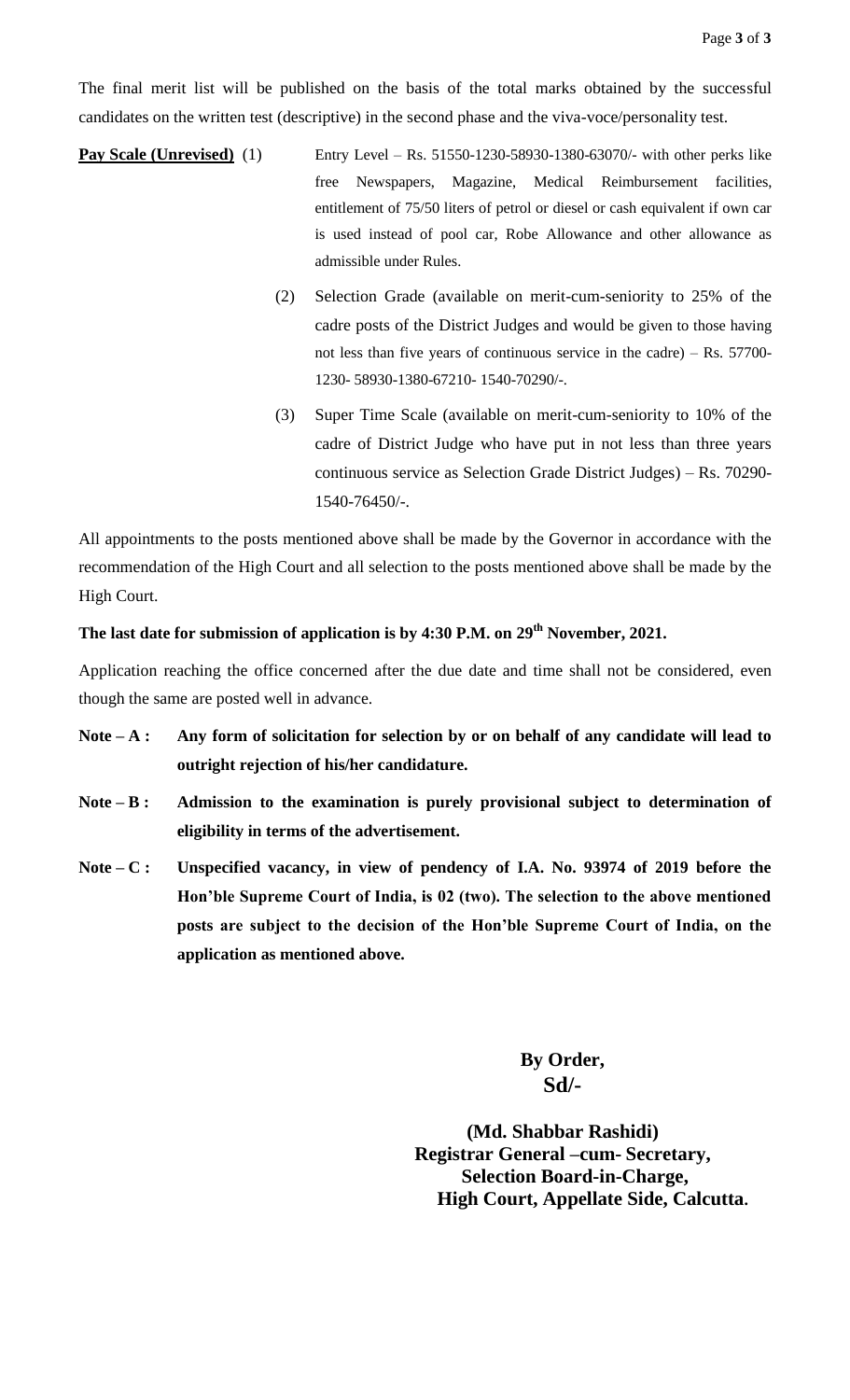The final merit list will be published on the basis of the total marks obtained by the successful candidates on the written test (descriptive) in the second phase and the viva-voce/personality test.

**Pay Scale (Unrevised)**

(1) Entry Level – Rs. 51550-1230-58930-1380-63070/- with other perks like free Newspapers, Magazine, Medical Reimbursement facilities, entitlement of 75/50 liters of petrol or diesel or cash equivalent if own car is used instead of pool car, Robe Allowance and other allowance as admissible under Rules.

(2) Selection Grade (available on merit-cum-seniority to 25% of the cadre posts of the District Judges and would be given to those having not less than five years of continuous service in the cadre) – Rs. 57700-1230- 58930-1380-67210- 1540-70290/-.

(3) Super Time Scale (available on merit-cum-seniority to 10% of the cadre of District Judge who have put in not less than three years continuous service as Selection Grade District Judges) – Rs. 70290-1540-76450/-.

All appointments to the posts mentioned above shall be made by the Governor in accordance with the recommendation of the High Court and all selection to the posts mentioned above shall be made by the High Court.

**The last date for submission of application is by 4:30 P.M. on 29th November, 2021.**

Application reaching the office concerned after the due date and time shall not be considered, even though the same are posted well in advance.

**Note – A : Any form of solicitation for selection by or on behalf of any candidate will lead to outright rejection of his/her candidature.**

**Note – B : Admission to the examination is purely provisional subject to determination of eligibility in terms of the advertisement.**

**Note – C : Unspecified vacancy, in view of pendency of I.A. No. 93974 of 2019 before the Hon'ble Supreme Court of India, is 02 (two). The selection to the above mentioned posts are subject to the decision of the Hon'ble Supreme Court of India, on the application as mentioned above.**

**By Order,**
**Sd/-**

**(Md. Shabbar Rashidi)**
**Registrar General –cum- Secretary,**
**Selection Board-in-Charge,**
**High Court, Appellate Side, Calcutta.**